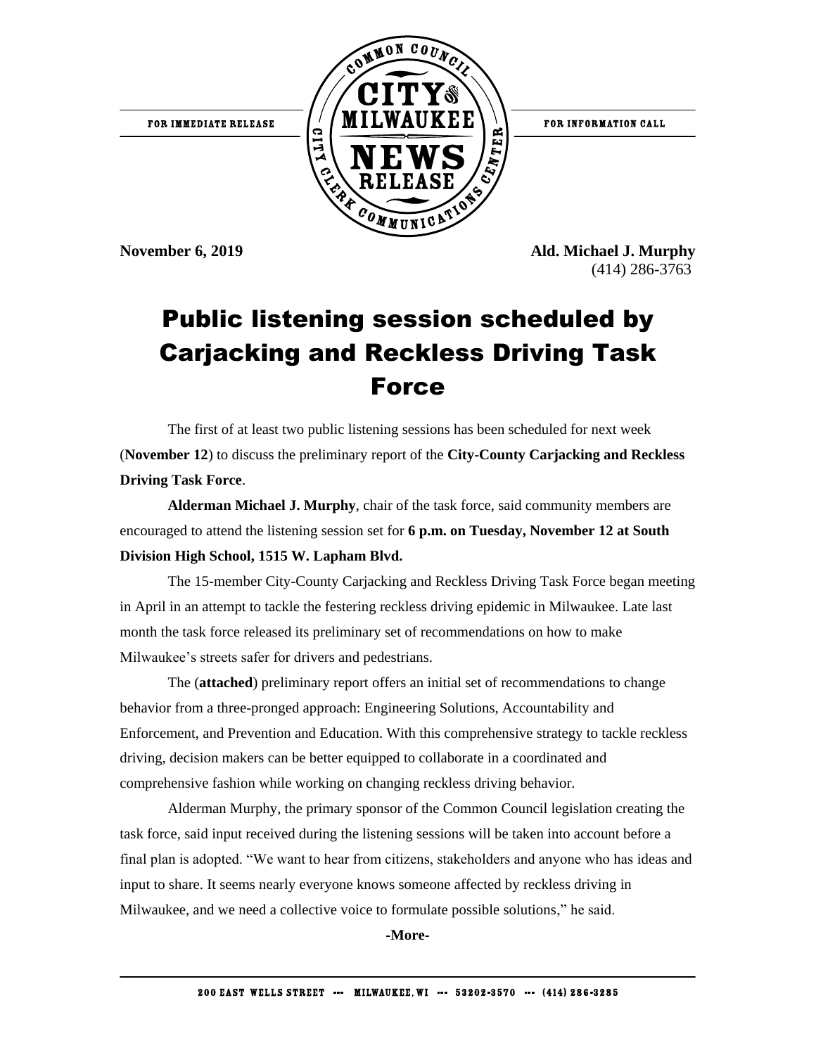FOR IMMEDIATE RELEASE

COMMON COUNCIL CITY OF MILWAUKEE NEWS RELEASE — CITY CLERK COMMUNICATIONS CENTER

FOR INFORMATION CALL

**November 6, 2019**

**Ald. Michael J. Murphy**
(414) 286-3763

# Public listening session scheduled by Carjacking and Reckless Driving Task Force

The first of at least two public listening sessions has been scheduled for next week (**November 12**) to discuss the preliminary report of the **City-County Carjacking and Reckless Driving Task Force**.

**Alderman Michael J. Murphy**, chair of the task force, said community members are encouraged to attend the listening session set for **6 p.m. on Tuesday, November 12 at South Division High School, 1515 W. Lapham Blvd.**

The 15-member City-County Carjacking and Reckless Driving Task Force began meeting in April in an attempt to tackle the festering reckless driving epidemic in Milwaukee. Late last month the task force released its preliminary set of recommendations on how to make Milwaukee's streets safer for drivers and pedestrians.

The (**attached**) preliminary report offers an initial set of recommendations to change behavior from a three-pronged approach: Engineering Solutions, Accountability and Enforcement, and Prevention and Education. With this comprehensive strategy to tackle reckless driving, decision makers can be better equipped to collaborate in a coordinated and comprehensive fashion while working on changing reckless driving behavior.

Alderman Murphy, the primary sponsor of the Common Council legislation creating the task force, said input received during the listening sessions will be taken into account before a final plan is adopted. "We want to hear from citizens, stakeholders and anyone who has ideas and input to share. It seems nearly everyone knows someone affected by reckless driving in Milwaukee, and we need a collective voice to formulate possible solutions," he said.

**-More-**

200 EAST WELLS STREET --- MILWAUKEE, WI --- 53202-3570 --- (414) 286-3285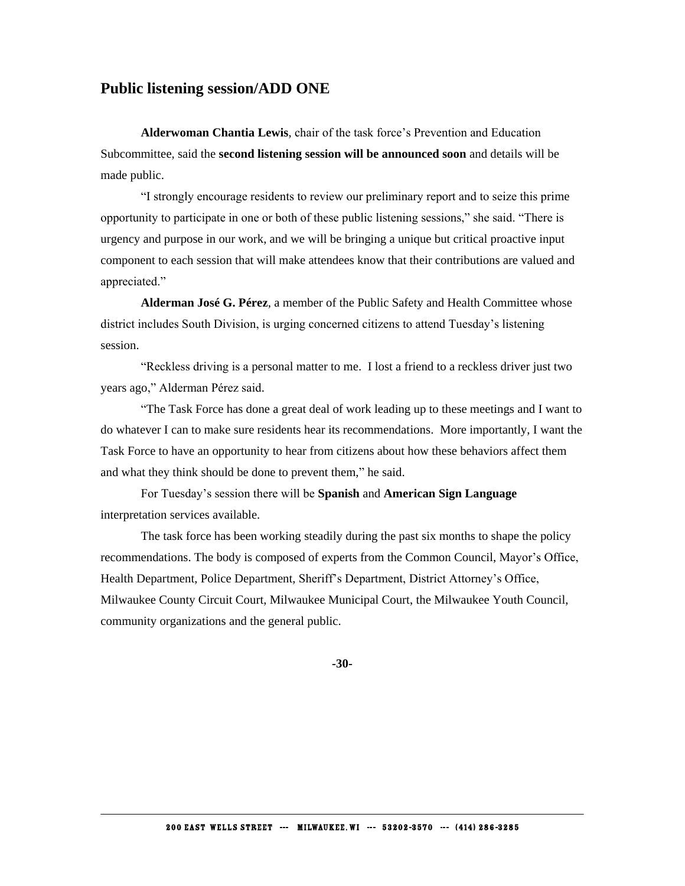## Public listening session/ADD ONE

**Alderwoman Chantia Lewis**, chair of the task force's Prevention and Education Subcommittee, said the **second listening session will be announced soon** and details will be made public.

"I strongly encourage residents to review our preliminary report and to seize this prime opportunity to participate in one or both of these public listening sessions," she said. "There is urgency and purpose in our work, and we will be bringing a unique but critical proactive input component to each session that will make attendees know that their contributions are valued and appreciated."

**Alderman José G. Pérez**, a member of the Public Safety and Health Committee whose district includes South Division, is urging concerned citizens to attend Tuesday's listening session.

"Reckless driving is a personal matter to me. I lost a friend to a reckless driver just two years ago," Alderman Pérez said.

"The Task Force has done a great deal of work leading up to these meetings and I want to do whatever I can to make sure residents hear its recommendations. More importantly, I want the Task Force to have an opportunity to hear from citizens about how these behaviors affect them and what they think should be done to prevent them," he said.

For Tuesday's session there will be **Spanish** and **American Sign Language** interpretation services available.

The task force has been working steadily during the past six months to shape the policy recommendations. The body is composed of experts from the Common Council, Mayor's Office, Health Department, Police Department, Sheriff's Department, District Attorney's Office, Milwaukee County Circuit Court, Milwaukee Municipal Court, the Milwaukee Youth Council, community organizations and the general public.

**-30-**